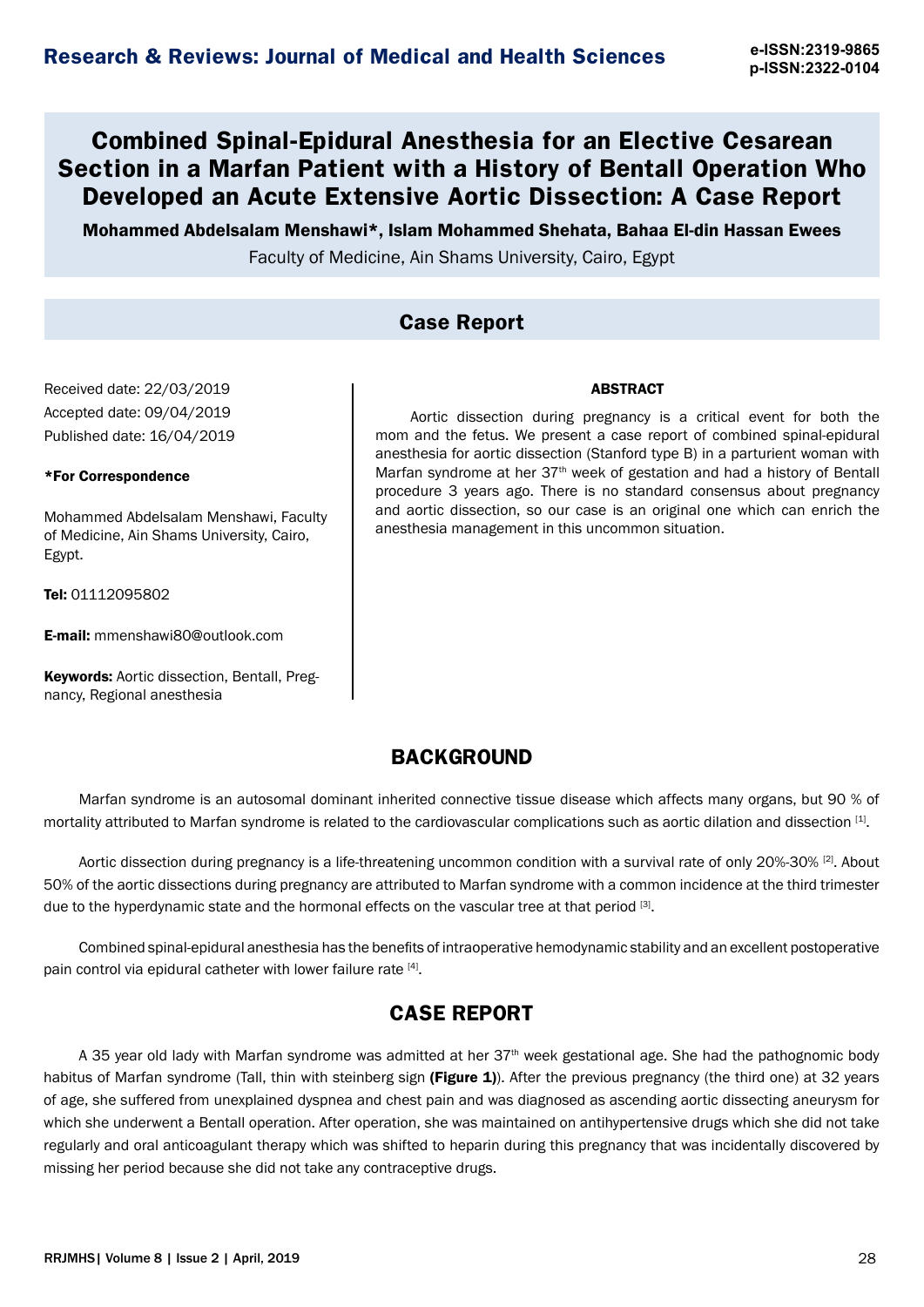# Combined Spinal-Epidural Anesthesia for an Elective Cesarean Section in a Marfan Patient with a History of Bentall Operation Who Developed an Acute Extensive Aortic Dissection: A Case Report

**Mohammed Abdelsalam Menshawi\*, Islam Mohammed Shehata, Bahaa El-din Hassan Ewees**

Faculty of Medicine, Ain Shams University, Cairo, Egypt

## Case Report

Received date: 22/03/2019
Accepted date: 09/04/2019
Published date: 16/04/2019

**\*For Correspondence**

Mohammed Abdelsalam Menshawi, Faculty of Medicine, Ain Shams University, Cairo, Egypt.

**Tel:** 01112095802

**E-mail:** mmenshawi80@outlook.com

**Keywords:** Aortic dissection, Bentall, Pregnancy, Regional anesthesia

**ABSTRACT**

Aortic dissection during pregnancy is a critical event for both the mom and the fetus. We present a case report of combined spinal-epidural anesthesia for aortic dissection (Stanford type B) in a parturient woman with Marfan syndrome at her 37th week of gestation and had a history of Bentall procedure 3 years ago. There is no standard consensus about pregnancy and aortic dissection, so our case is an original one which can enrich the anesthesia management in this uncommon situation.

## BACKGROUND

Marfan syndrome is an autosomal dominant inherited connective tissue disease which affects many organs, but 90 % of mortality attributed to Marfan syndrome is related to the cardiovascular complications such as aortic dilation and dissection [1].

Aortic dissection during pregnancy is a life-threatening uncommon condition with a survival rate of only 20%-30% [2]. About 50% of the aortic dissections during pregnancy are attributed to Marfan syndrome with a common incidence at the third trimester due to the hyperdynamic state and the hormonal effects on the vascular tree at that period [3].

Combined spinal-epidural anesthesia has the benefits of intraoperative hemodynamic stability and an excellent postoperative pain control via epidural catheter with lower failure rate [4].

## CASE REPORT

A 35 year old lady with Marfan syndrome was admitted at her 37th week gestational age. She had the pathognomic body habitus of Marfan syndrome (Tall, thin with steinberg sign **(Figure 1)**). After the previous pregnancy (the third one) at 32 years of age, she suffered from unexplained dyspnea and chest pain and was diagnosed as ascending aortic dissecting aneurysm for which she underwent a Bentall operation. After operation, she was maintained on antihypertensive drugs which she did not take regularly and oral anticoagulant therapy which was shifted to heparin during this pregnancy that was incidentally discovered by missing her period because she did not take any contraceptive drugs.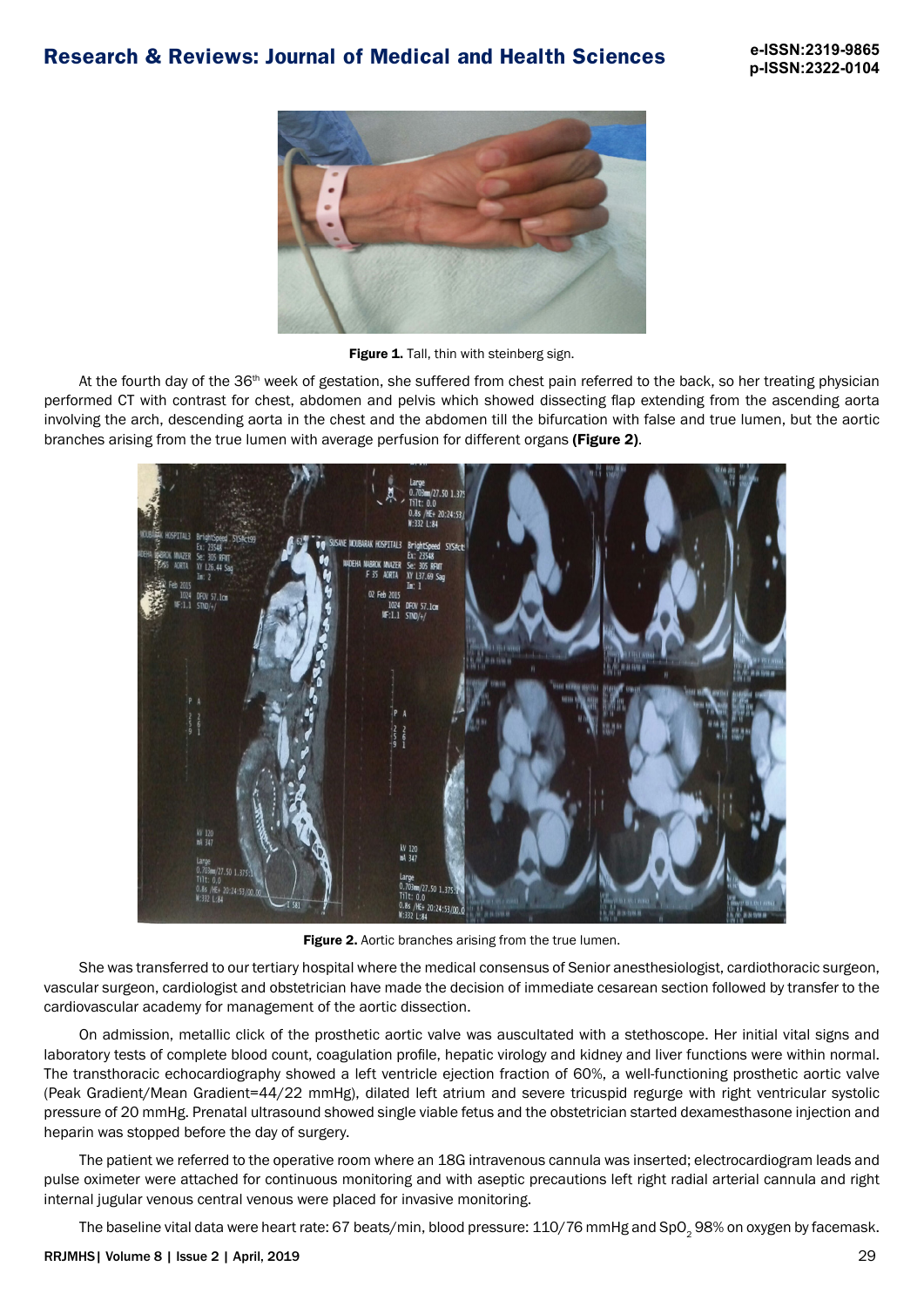Figure 1. Tall, thin with steinberg sign.

At the fourth day of the 36th week of gestation, she suffered from chest pain referred to the back, so her treating physician performed CT with contrast for chest, abdomen and pelvis which showed dissecting flap extending from the ascending aorta involving the arch, descending aorta in the chest and the abdomen till the bifurcation with false and true lumen, but the aortic branches arising from the true lumen with average perfusion for different organs **(Figure 2)**.

Figure 2. Aortic branches arising from the true lumen.

She was transferred to our tertiary hospital where the medical consensus of Senior anesthesiologist, cardiothoracic surgeon, vascular surgeon, cardiologist and obstetrician have made the decision of immediate cesarean section followed by transfer to the cardiovascular academy for management of the aortic dissection.

On admission, metallic click of the prosthetic aortic valve was auscultated with a stethoscope. Her initial vital signs and laboratory tests of complete blood count, coagulation profile, hepatic virology and kidney and liver functions were within normal. The transthoracic echocardiography showed a left ventricle ejection fraction of 60%, a well-functioning prosthetic aortic valve (Peak Gradient/Mean Gradient=44/22 mmHg), dilated left atrium and severe tricuspid regurge with right ventricular systolic pressure of 20 mmHg. Prenatal ultrasound showed single viable fetus and the obstetrician started dexamesthasone injection and heparin was stopped before the day of surgery.

The patient we referred to the operative room where an 18G intravenous cannula was inserted; electrocardiogram leads and pulse oximeter were attached for continuous monitoring and with aseptic precautions left right radial arterial cannula and right internal jugular venous central venous were placed for invasive monitoring.

The baseline vital data were heart rate: 67 beats/min, blood pressure: 110/76 mmHg and $SpO_2$ 98% on oxygen by facemask.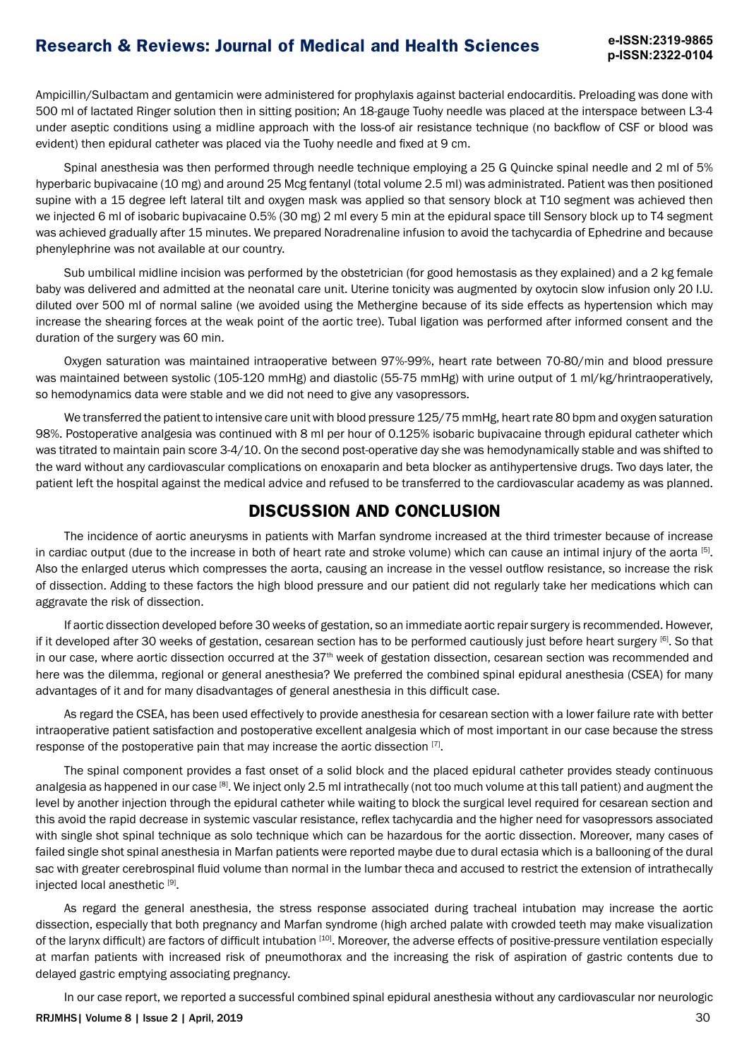Ampicillin/Sulbactam and gentamicin were administered for prophylaxis against bacterial endocarditis. Preloading was done with 500 ml of lactated Ringer solution then in sitting position; An 18-gauge Tuohy needle was placed at the interspace between L3-4 under aseptic conditions using a midline approach with the loss-of air resistance technique (no backflow of CSF or blood was evident) then epidural catheter was placed via the Tuohy needle and fixed at 9 cm.

Spinal anesthesia was then performed through needle technique employing a 25 G Quincke spinal needle and 2 ml of 5% hyperbaric bupivacaine (10 mg) and around 25 Mcg fentanyl (total volume 2.5 ml) was administrated. Patient was then positioned supine with a 15 degree left lateral tilt and oxygen mask was applied so that sensory block at T10 segment was achieved then we injected 6 ml of isobaric bupivacaine 0.5% (30 mg) 2 ml every 5 min at the epidural space till Sensory block up to T4 segment was achieved gradually after 15 minutes. We prepared Noradrenaline infusion to avoid the tachycardia of Ephedrine and because phenylephrine was not available at our country.

Sub umbilical midline incision was performed by the obstetrician (for good hemostasis as they explained) and a 2 kg female baby was delivered and admitted at the neonatal care unit. Uterine tonicity was augmented by oxytocin slow infusion only 20 I.U. diluted over 500 ml of normal saline (we avoided using the Methergine because of its side effects as hypertension which may increase the shearing forces at the weak point of the aortic tree). Tubal ligation was performed after informed consent and the duration of the surgery was 60 min.

Oxygen saturation was maintained intraoperative between 97%-99%, heart rate between 70-80/min and blood pressure was maintained between systolic (105-120 mmHg) and diastolic (55-75 mmHg) with urine output of 1 ml/kg/hrintraoperatively, so hemodynamics data were stable and we did not need to give any vasopressors.

We transferred the patient to intensive care unit with blood pressure 125/75 mmHg, heart rate 80 bpm and oxygen saturation 98%. Postoperative analgesia was continued with 8 ml per hour of 0.125% isobaric bupivacaine through epidural catheter which was titrated to maintain pain score 3-4/10. On the second post-operative day she was hemodynamically stable and was shifted to the ward without any cardiovascular complications on enoxaparin and beta blocker as antihypertensive drugs. Two days later, the patient left the hospital against the medical advice and refused to be transferred to the cardiovascular academy as was planned.

## DISCUSSION AND CONCLUSION

The incidence of aortic aneurysms in patients with Marfan syndrome increased at the third trimester because of increase in cardiac output (due to the increase in both of heart rate and stroke volume) which can cause an intimal injury of the aorta [5]. Also the enlarged uterus which compresses the aorta, causing an increase in the vessel outflow resistance, so increase the risk of dissection. Adding to these factors the high blood pressure and our patient did not regularly take her medications which can aggravate the risk of dissection.

If aortic dissection developed before 30 weeks of gestation, so an immediate aortic repair surgery is recommended. However, if it developed after 30 weeks of gestation, cesarean section has to be performed cautiously just before heart surgery [6]. So that in our case, where aortic dissection occurred at the 37th week of gestation dissection, cesarean section was recommended and here was the dilemma, regional or general anesthesia? We preferred the combined spinal epidural anesthesia (CSEA) for many advantages of it and for many disadvantages of general anesthesia in this difficult case.

As regard the CSEA, has been used effectively to provide anesthesia for cesarean section with a lower failure rate with better intraoperative patient satisfaction and postoperative excellent analgesia which of most important in our case because the stress response of the postoperative pain that may increase the aortic dissection [7].

The spinal component provides a fast onset of a solid block and the placed epidural catheter provides steady continuous analgesia as happened in our case [8]. We inject only 2.5 ml intrathecally (not too much volume at this tall patient) and augment the level by another injection through the epidural catheter while waiting to block the surgical level required for cesarean section and this avoid the rapid decrease in systemic vascular resistance, reflex tachycardia and the higher need for vasopressors associated with single shot spinal technique as solo technique which can be hazardous for the aortic dissection. Moreover, many cases of failed single shot spinal anesthesia in Marfan patients were reported maybe due to dural ectasia which is a ballooning of the dural sac with greater cerebrospinal fluid volume than normal in the lumbar theca and accused to restrict the extension of intrathecally injected local anesthetic [9].

As regard the general anesthesia, the stress response associated during tracheal intubation may increase the aortic dissection, especially that both pregnancy and Marfan syndrome (high arched palate with crowded teeth may make visualization of the larynx difficult) are factors of difficult intubation [10]. Moreover, the adverse effects of positive-pressure ventilation especially at marfan patients with increased risk of pneumothorax and the increasing the risk of aspiration of gastric contents due to delayed gastric emptying associating pregnancy.

In our case report, we reported a successful combined spinal epidural anesthesia without any cardiovascular nor neurologic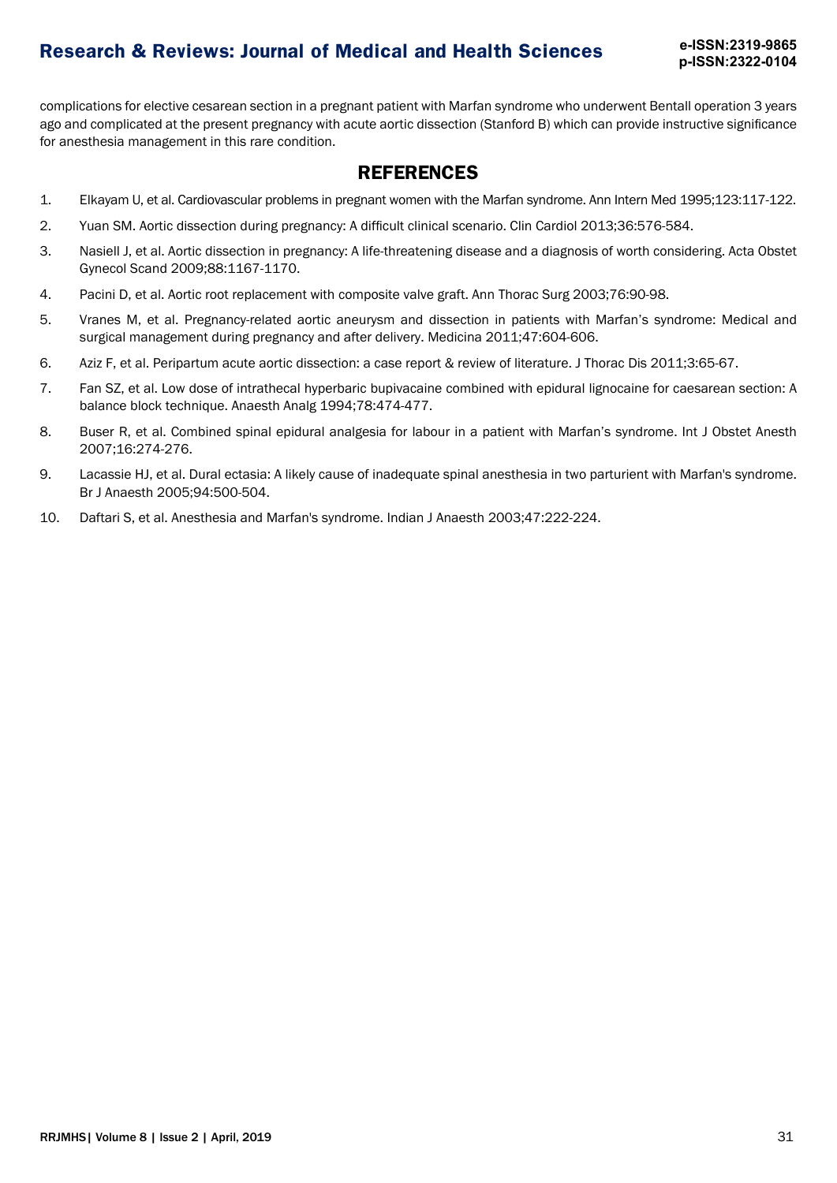complications for elective cesarean section in a pregnant patient with Marfan syndrome who underwent Bentall operation 3 years ago and complicated at the present pregnancy with acute aortic dissection (Stanford B) which can provide instructive significance for anesthesia management in this rare condition.

## REFERENCES

1. Elkayam U, et al. Cardiovascular problems in pregnant women with the Marfan syndrome. Ann Intern Med 1995;123:117-122.
2. Yuan SM. Aortic dissection during pregnancy: A difficult clinical scenario. Clin Cardiol 2013;36:576-584.
3. Nasiell J, et al. Aortic dissection in pregnancy: A life-threatening disease and a diagnosis of worth considering. Acta Obstet Gynecol Scand 2009;88:1167-1170.
4. Pacini D, et al. Aortic root replacement with composite valve graft. Ann Thorac Surg 2003;76:90-98.
5. Vranes M, et al. Pregnancy-related aortic aneurysm and dissection in patients with Marfan's syndrome: Medical and surgical management during pregnancy and after delivery. Medicina 2011;47:604-606.
6. Aziz F, et al. Peripartum acute aortic dissection: a case report & review of literature. J Thorac Dis 2011;3:65-67.
7. Fan SZ, et al. Low dose of intrathecal hyperbaric bupivacaine combined with epidural lignocaine for caesarean section: A balance block technique. Anaesth Analg 1994;78:474-477.
8. Buser R, et al. Combined spinal epidural analgesia for labour in a patient with Marfan's syndrome. Int J Obstet Anesth 2007;16:274-276.
9. Lacassie HJ, et al. Dural ectasia: A likely cause of inadequate spinal anesthesia in two parturient with Marfan's syndrome. Br J Anaesth 2005;94:500-504.
10. Daftari S, et al. Anesthesia and Marfan's syndrome. Indian J Anaesth 2003;47:222-224.